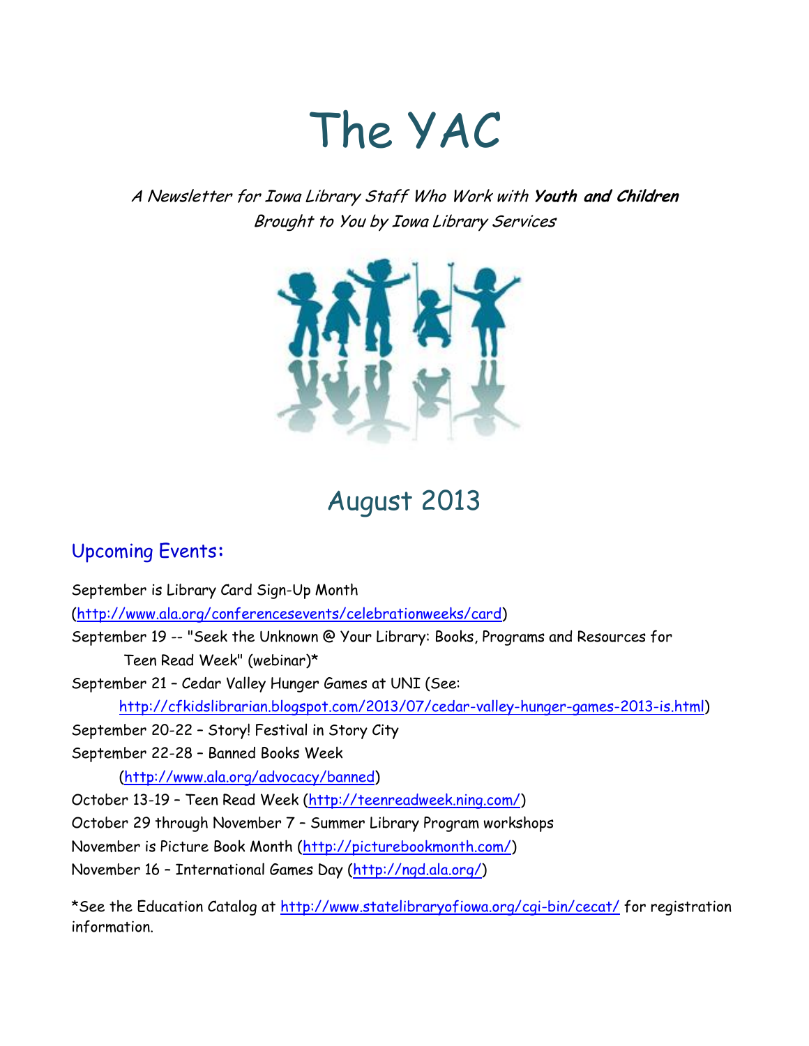# The YAC

*A Newsletter for Iowa Library Staff Who Work with **Youth and Children***
*Brought to You by Iowa Library Services*

## August 2013

### Upcoming Events:

September is Library Card Sign-Up Month
(http://www.ala.org/conferencesevents/celebrationweeks/card)
September 19 -- "Seek the Unknown @ Your Library: Books, Programs and Resources for Teen Read Week" (webinar)*
September 21 – Cedar Valley Hunger Games at UNI (See: http://cfkidslibrarian.blogspot.com/2013/07/cedar-valley-hunger-games-2013-is.html)
September 20-22 – Story! Festival in Story City
September 22-28 – Banned Books Week (http://www.ala.org/advocacy/banned)
October 13-19 – Teen Read Week (http://teenreadweek.ning.com/)
October 29 through November 7 – Summer Library Program workshops
November is Picture Book Month (http://picturebookmonth.com/)
November 16 – International Games Day (http://ngd.ala.org/)

*See the Education Catalog at http://www.statelibraryofiowa.org/cgi-bin/cecat/ for registration information.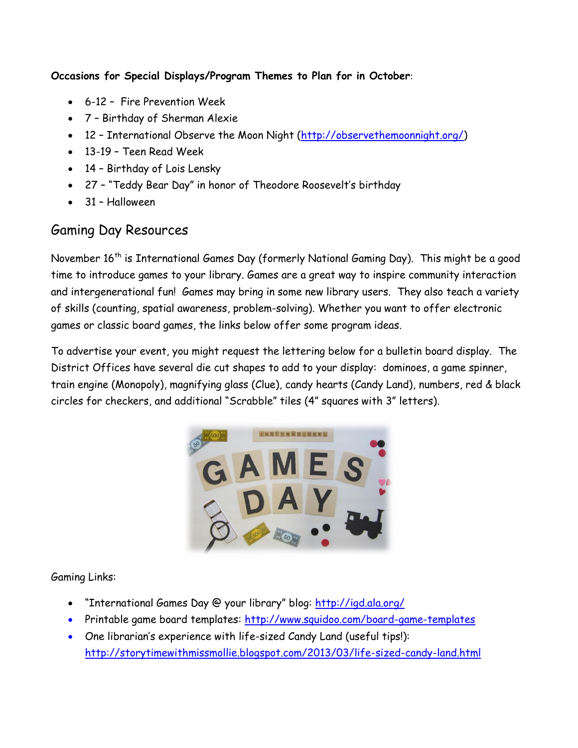**Occasions for Special Displays/Program Themes to Plan for in October**:

- 6-12 – Fire Prevention Week
- 7 – Birthday of Sherman Alexie
- 12 – International Observe the Moon Night (http://observethemoonnight.org/)
- 13-19 – Teen Read Week
- 14 – Birthday of Lois Lensky
- 27 – "Teddy Bear Day" in honor of Theodore Roosevelt's birthday
- 31 – Halloween

## Gaming Day Resources

November 16th is International Games Day (formerly National Gaming Day). This might be a good time to introduce games to your library. Games are a great way to inspire community interaction and intergenerational fun! Games may bring in some new library users. They also teach a variety of skills (counting, spatial awareness, problem-solving). Whether you want to offer electronic games or classic board games, the links below offer some program ideas.

To advertise your event, you might request the lettering below for a bulletin board display. The District Offices have several die cut shapes to add to your display: dominoes, a game spinner, train engine (Monopoly), magnifying glass (Clue), candy hearts (Candy Land), numbers, red & black circles for checkers, and additional "Scrabble" tiles (4" squares with 3" letters).

Gaming Links:

- "International Games Day @ your library" blog: http://igd.ala.org/
- Printable game board templates: http://www.squidoo.com/board-game-templates
- One librarian's experience with life-sized Candy Land (useful tips!): http://storytimewithmissmollie.blogspot.com/2013/03/life-sized-candy-land.html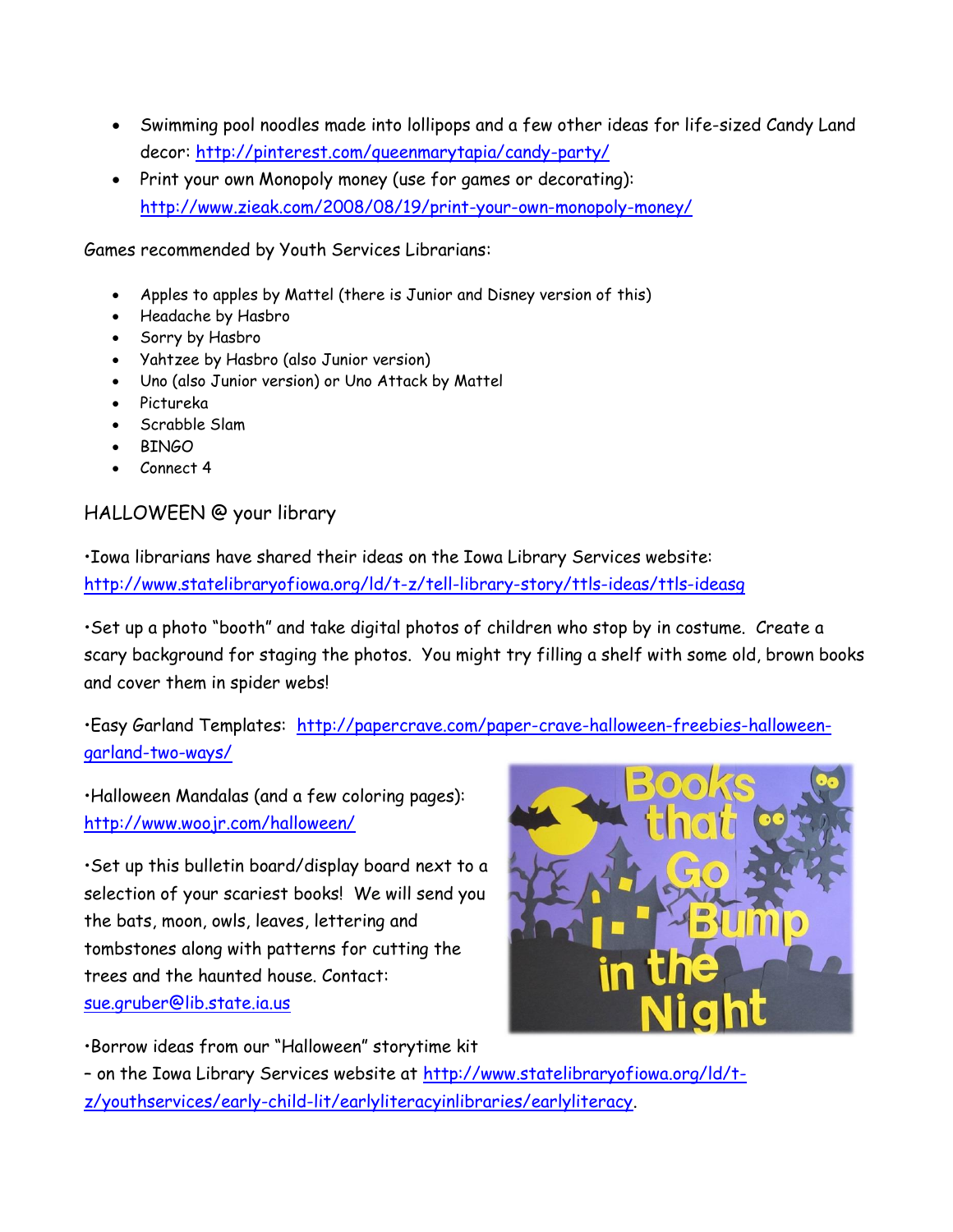- Swimming pool noodles made into lollipops and a few other ideas for life-sized Candy Land decor: http://pinterest.com/queenmarytapia/candy-party/
- Print your own Monopoly money (use for games or decorating): http://www.zieak.com/2008/08/19/print-your-own-monopoly-money/

Games recommended by Youth Services Librarians:

- Apples to apples by Mattel (there is Junior and Disney version of this)
- Headache by Hasbro
- Sorry by Hasbro
- Yahtzee by Hasbro (also Junior version)
- Uno (also Junior version) or Uno Attack by Mattel
- Pictureka
- Scrabble Slam
- BINGO
- Connect 4

## HALLOWEEN @ your library

•Iowa librarians have shared their ideas on the Iowa Library Services website: http://www.statelibraryofiowa.org/ld/t-z/tell-library-story/ttls-ideas/ttls-ideasg

•Set up a photo "booth" and take digital photos of children who stop by in costume. Create a scary background for staging the photos. You might try filling a shelf with some old, brown books and cover them in spider webs!

•Easy Garland Templates: http://papercrave.com/paper-crave-halloween-freebies-halloween-garland-two-ways/

•Halloween Mandalas (and a few coloring pages): http://www.woojr.com/halloween/

•Set up this bulletin board/display board next to a selection of your scariest books! We will send you the bats, moon, owls, leaves, lettering and tombstones along with patterns for cutting the trees and the haunted house. Contact: sue.gruber@lib.state.ia.us

•Borrow ideas from our "Halloween" storytime kit – on the Iowa Library Services website at http://www.statelibraryofiowa.org/ld/t-z/youthservices/early-child-lit/earlyliteracyinlibraries/earlyliteracy.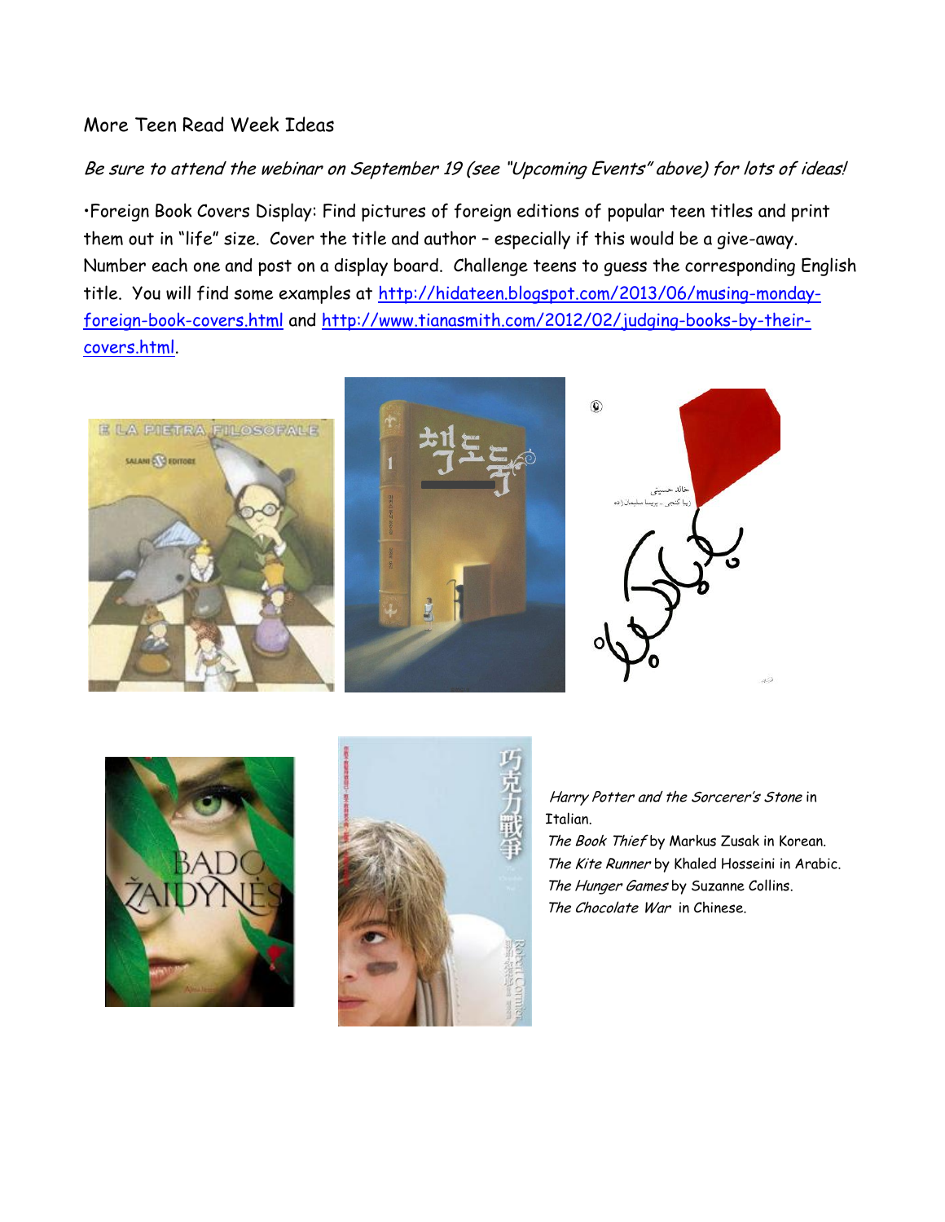More Teen Read Week Ideas

*Be sure to attend the webinar on September 19 (see "Upcoming Events" above) for lots of ideas!*

•Foreign Book Covers Display: Find pictures of foreign editions of popular teen titles and print them out in "life" size. Cover the title and author – especially if this would be a give-away. Number each one and post on a display board. Challenge teens to guess the corresponding English title. You will find some examples at http://hidateen.blogspot.com/2013/06/musing-monday-foreign-book-covers.html and http://www.tianasmith.com/2012/02/judging-books-by-their-covers.html.

*Harry Potter and the Sorcerer's Stone* in Italian.
*The Book Thief* by Markus Zusak in Korean.
*The Kite Runner* by Khaled Hosseini in Arabic.
*The Hunger Games* by Suzanne Collins.
*The Chocolate War* in Chinese.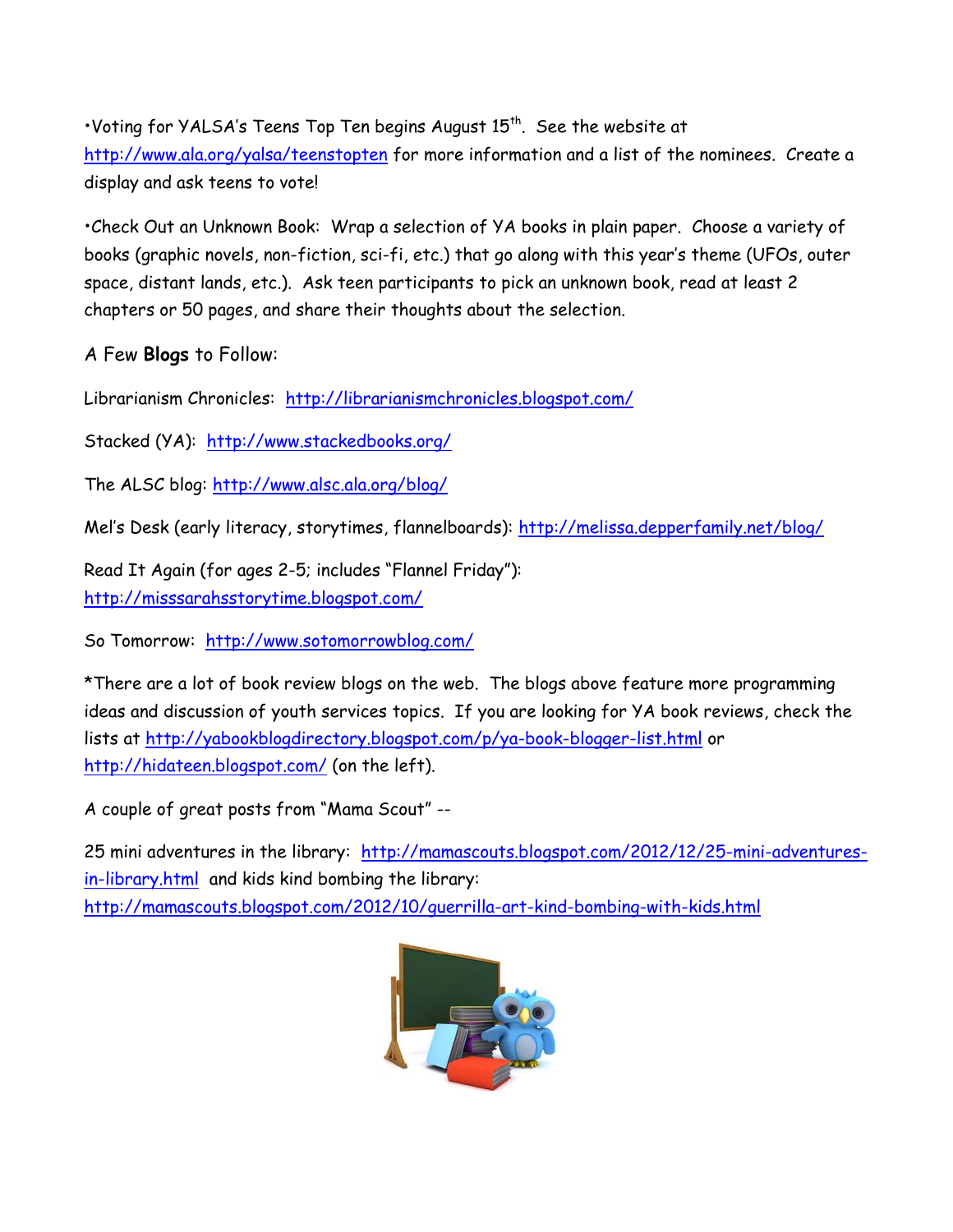•Voting for YALSA's Teens Top Ten begins August 15th. See the website at http://www.ala.org/yalsa/teenstopten for more information and a list of the nominees. Create a display and ask teens to vote!

•Check Out an Unknown Book: Wrap a selection of YA books in plain paper. Choose a variety of books (graphic novels, non-fiction, sci-fi, etc.) that go along with this year's theme (UFOs, outer space, distant lands, etc.). Ask teen participants to pick an unknown book, read at least 2 chapters or 50 pages, and share their thoughts about the selection.

A Few **Blogs** to Follow:

Librarianism Chronicles: http://librarianismchronicles.blogspot.com/

Stacked (YA): http://www.stackedbooks.org/

The ALSC blog: http://www.alsc.ala.org/blog/

Mel's Desk (early literacy, storytimes, flannelboards): http://melissa.depperfamily.net/blog/

Read It Again (for ages 2-5; includes "Flannel Friday"): http://misssarahsstorytime.blogspot.com/

So Tomorrow: http://www.sotomorrowblog.com/

*There are a lot of book review blogs on the web. The blogs above feature more programming ideas and discussion of youth services topics. If you are looking for YA book reviews, check the lists at http://yabookblogdirectory.blogspot.com/p/ya-book-blogger-list.html or http://hidateen.blogspot.com/ (on the left).

A couple of great posts from "Mama Scout" --

25 mini adventures in the library: http://mamascouts.blogspot.com/2012/12/25-mini-adventures-in-library.html and kids kind bombing the library: http://mamascouts.blogspot.com/2012/10/guerrilla-art-kind-bombing-with-kids.html